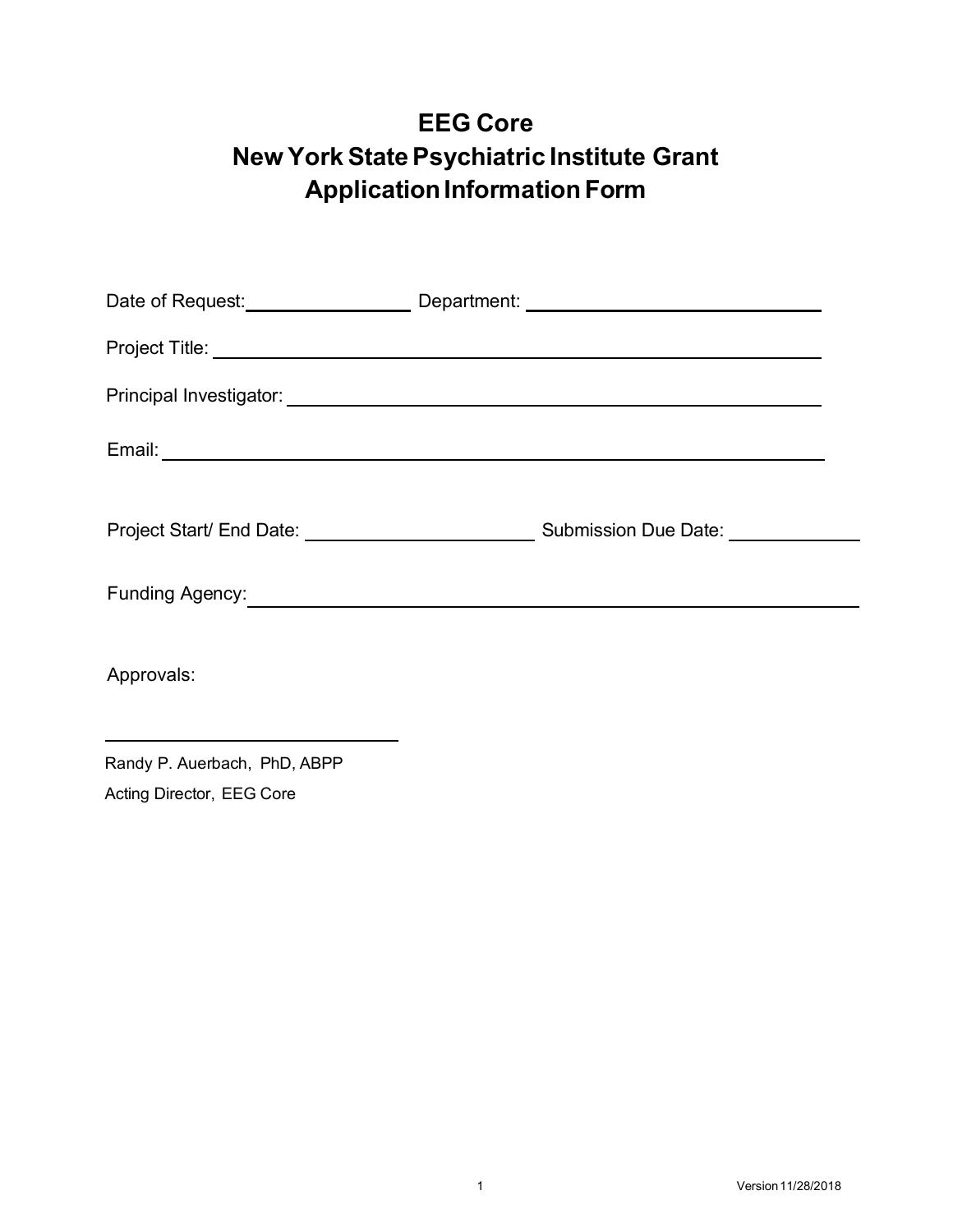# EEG Core
# New York State Psychiatric Institute Grant Application Information Form

Date of Request: ________________ Department: ______________________________

Project Title: ____________________________________________________________

Principal Investigator: _____________________________________________________

Email: _________________________________________________________________

Project Start/ End Date: ______________________ Submission Due Date: ____________

Funding Agency: _________________________________________________________

Approvals:

______________________________

Randy P. Auerbach, PhD, ABPP

Acting Director, EEG Core

Version 11/28/2018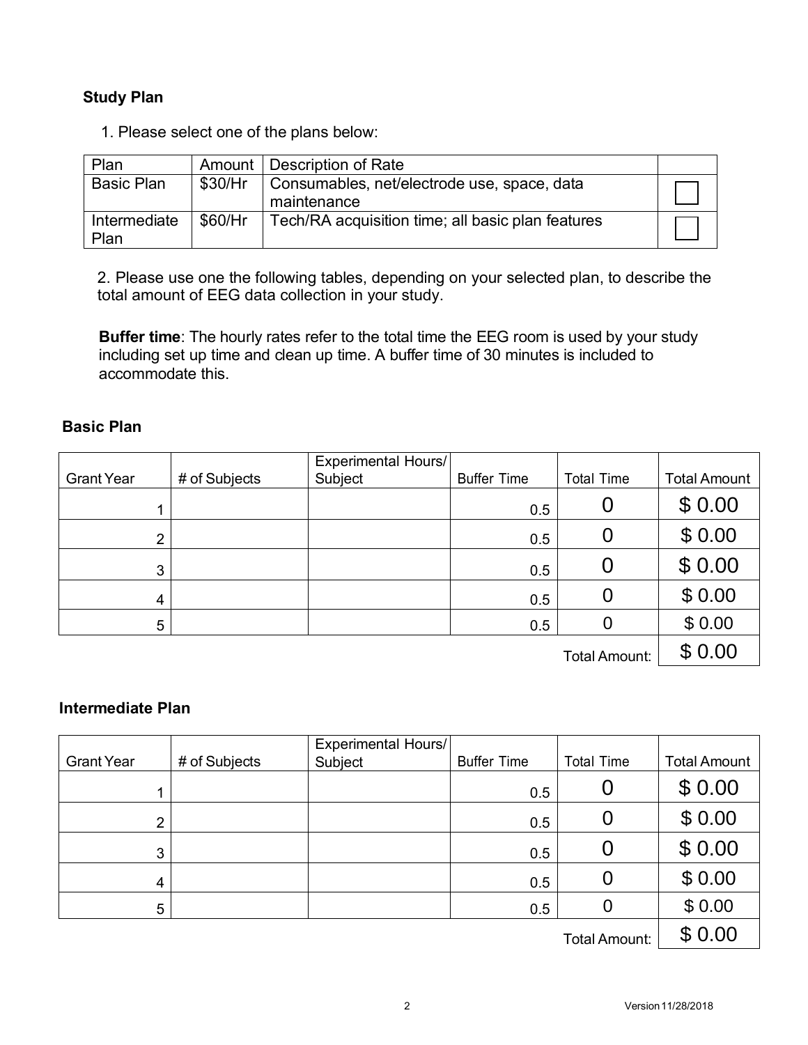## Study Plan

1. Please select one of the plans below:

| Plan | Amount | Description of Rate | |
|---|---|---|---|
| Basic Plan | $30/Hr | Consumables, net/electrode use, space, data maintenance | ☐ |
| Intermediate Plan | $60/Hr | Tech/RA acquisition time; all basic plan features | ☐ |

2. Please use one the following tables, depending on your selected plan, to describe the total amount of EEG data collection in your study.

**Buffer time**: The hourly rates refer to the total time the EEG room is used by your study including set up time and clean up time. A buffer time of 30 minutes is included to accommodate this.

### Basic Plan

| Grant Year | # of Subjects | Experimental Hours/ Subject | Buffer Time | Total Time | Total Amount |
|---|---|---|---|---|---|
| 1 | | | 0.5 | 0 | $ 0.00 |
| 2 | | | 0.5 | 0 | $ 0.00 |
| 3 | | | 0.5 | 0 | $ 0.00 |
| 4 | | | 0.5 | 0 | $ 0.00 |
| 5 | | | 0.5 | 0 | $ 0.00 |
| | | | | Total Amount: | $ 0.00 |

### Intermediate Plan

| Grant Year | # of Subjects | Experimental Hours/ Subject | Buffer Time | Total Time | Total Amount |
|---|---|---|---|---|---|
| 1 | | | 0.5 | 0 | $ 0.00 |
| 2 | | | 0.5 | 0 | $ 0.00 |
| 3 | | | 0.5 | 0 | $ 0.00 |
| 4 | | | 0.5 | 0 | $ 0.00 |
| 5 | | | 0.5 | 0 | $ 0.00 |
| | | | | Total Amount: | $ 0.00 |

Version 11/28/2018